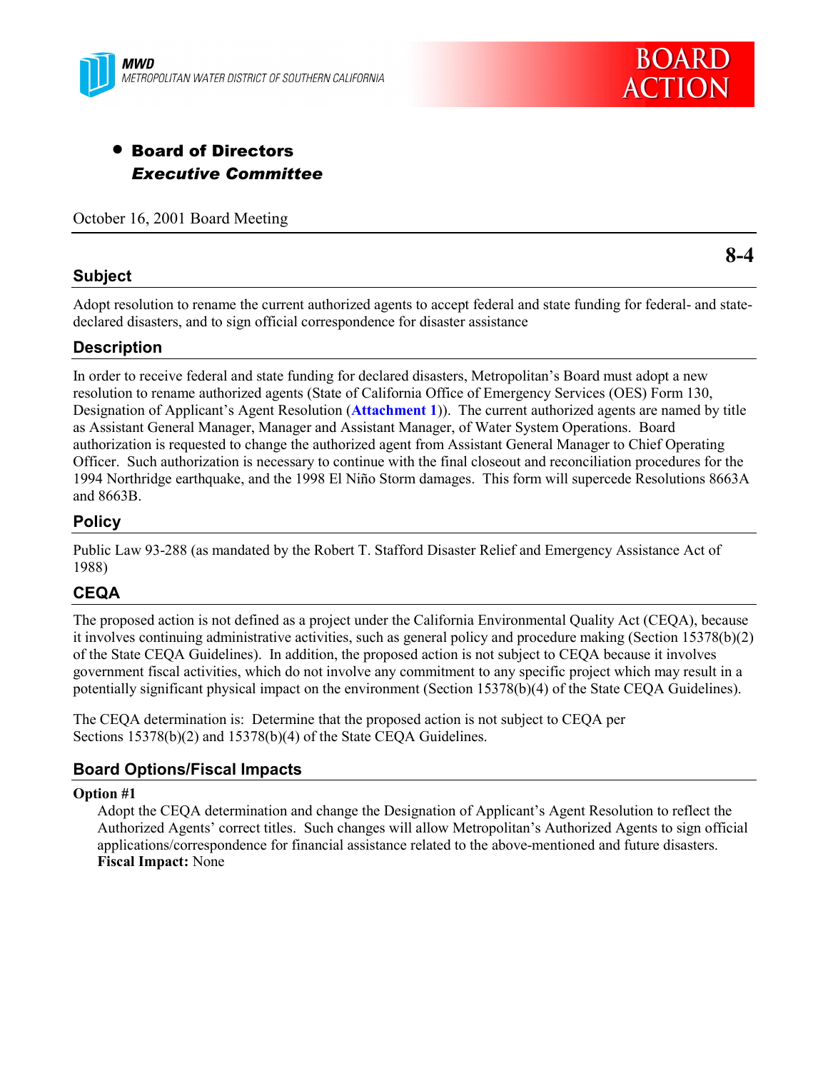MWD
METROPOLITAN WATER DISTRICT OF SOUTHERN CALIFORNIA

**BOARD ACTION**

- **Board of Directors**
  ***Executive Committee***

October 16, 2001 Board Meeting

**8-4**

## Subject

Adopt resolution to rename the current authorized agents to accept federal and state funding for federal- and state-declared disasters, and to sign official correspondence for disaster assistance

## Description

In order to receive federal and state funding for declared disasters, Metropolitan's Board must adopt a new resolution to rename authorized agents (State of California Office of Emergency Services (OES) Form 130, Designation of Applicant's Agent Resolution (**Attachment 1**)). The current authorized agents are named by title as Assistant General Manager, Manager and Assistant Manager, of Water System Operations. Board authorization is requested to change the authorized agent from Assistant General Manager to Chief Operating Officer. Such authorization is necessary to continue with the final closeout and reconciliation procedures for the 1994 Northridge earthquake, and the 1998 El Niño Storm damages. This form will supercede Resolutions 8663A and 8663B.

## Policy

Public Law 93-288 (as mandated by the Robert T. Stafford Disaster Relief and Emergency Assistance Act of 1988)

## CEQA

The proposed action is not defined as a project under the California Environmental Quality Act (CEQA), because it involves continuing administrative activities, such as general policy and procedure making (Section 15378(b)(2) of the State CEQA Guidelines). In addition, the proposed action is not subject to CEQA because it involves government fiscal activities, which do not involve any commitment to any specific project which may result in a potentially significant physical impact on the environment (Section 15378(b)(4) of the State CEQA Guidelines).

The CEQA determination is: Determine that the proposed action is not subject to CEQA per Sections 15378(b)(2) and 15378(b)(4) of the State CEQA Guidelines.

## Board Options/Fiscal Impacts

**Option #1**

Adopt the CEQA determination and change the Designation of Applicant's Agent Resolution to reflect the Authorized Agents' correct titles. Such changes will allow Metropolitan's Authorized Agents to sign official applications/correspondence for financial assistance related to the above-mentioned and future disasters.
**Fiscal Impact:** None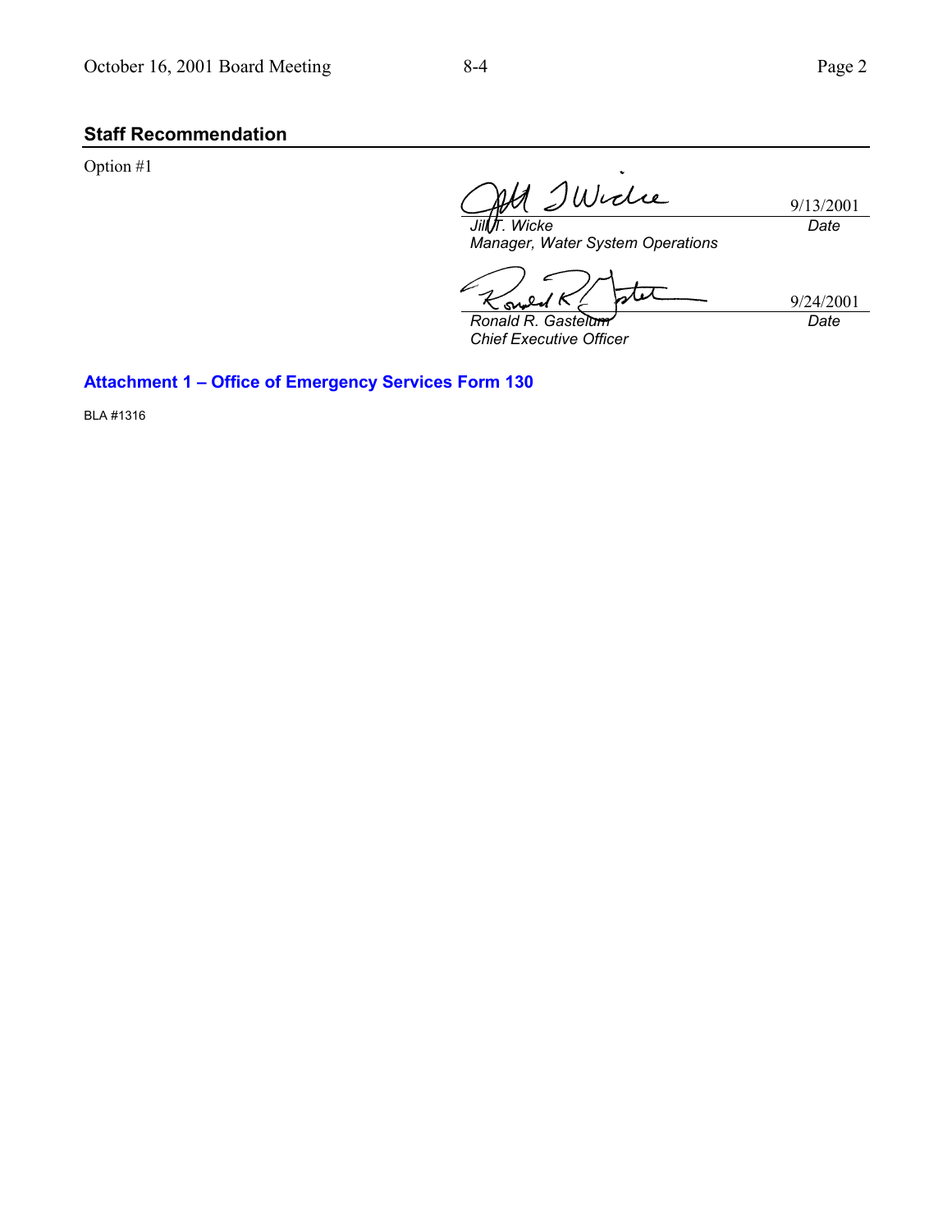## Staff Recommendation

Option #1

| | |
|---|---|
| *Jill T. Wicke* | 9/13/2001 |
| *Manager, Water System Operations* | *Date* |

| | |
|---|---|
| *Ronald R. Gastelum* | 9/24/2001 |
| *Chief Executive Officer* | *Date* |

**Attachment 1 – Office of Emergency Services Form 130**

BLA #1316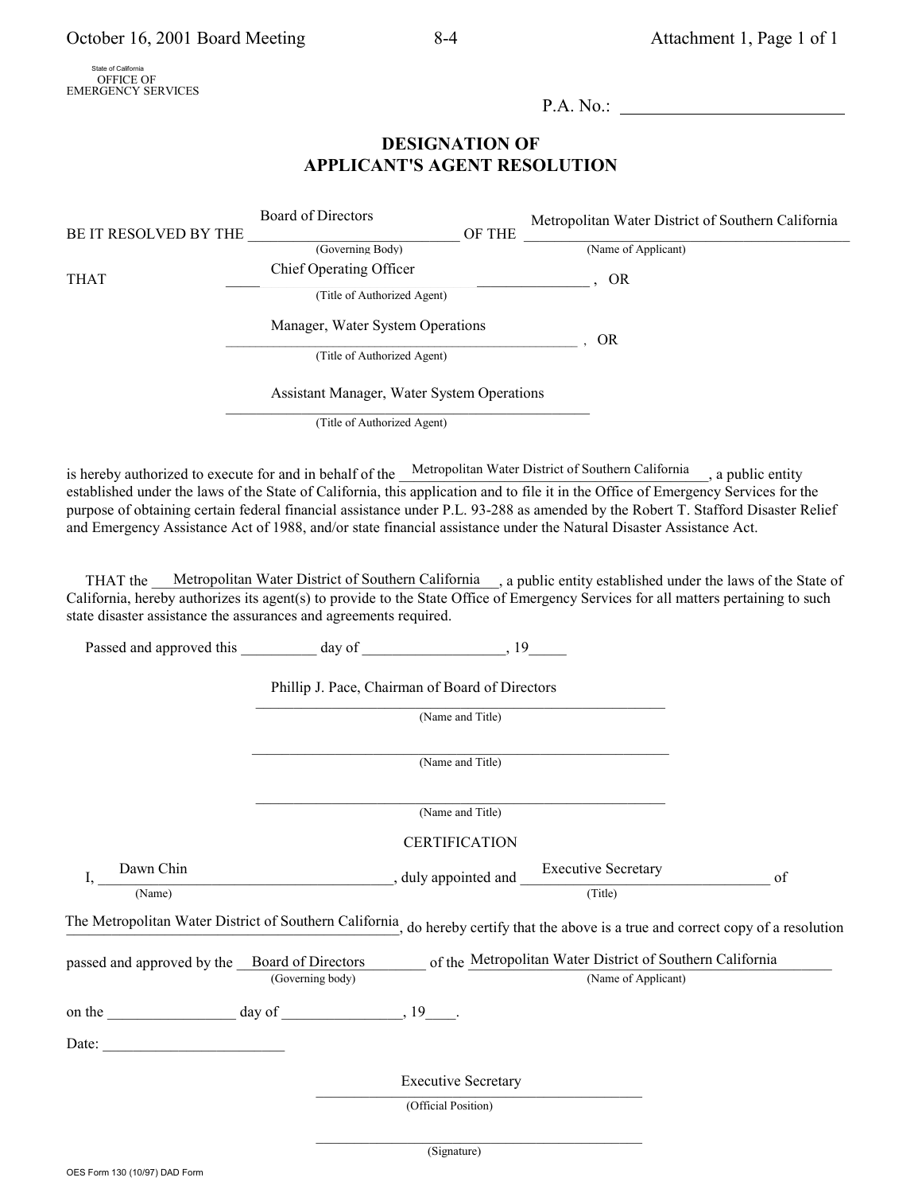State of California
OFFICE OF
EMERGENCY SERVICES

P.A. No.: ________________________

# DESIGNATION OF APPLICANT'S AGENT RESOLUTION

BE IT RESOLVED BY THE Board of Directors OF THE Metropolitan Water District of Southern California
(Governing Body) (Name of Applicant)

THAT Chief Operating Officer, OR
(Title of Authorized Agent)

Manager, Water System Operations, OR
(Title of Authorized Agent)

Assistant Manager, Water System Operations
(Title of Authorized Agent)

is hereby authorized to execute for and in behalf of the Metropolitan Water District of Southern California, a public entity established under the laws of the State of California, this application and to file it in the Office of Emergency Services for the purpose of obtaining certain federal financial assistance under P.L. 93-288 as amended by the Robert T. Stafford Disaster Relief and Emergency Assistance Act of 1988, and/or state financial assistance under the Natural Disaster Assistance Act.

THAT the Metropolitan Water District of Southern California, a public entity established under the laws of the State of California, hereby authorizes its agent(s) to provide to the State Office of Emergency Services for all matters pertaining to such state disaster assistance the assurances and agreements required.

Passed and approved this __________ day of __________________, 19_____

Phillip J. Pace, Chairman of Board of Directors
(Name and Title)

________________________________________
(Name and Title)

________________________________________
(Name and Title)

CERTIFICATION

I, Dawn Chin, duly appointed and Executive Secretary of
(Name) (Title)

The Metropolitan Water District of Southern California, do hereby certify that the above is a true and correct copy of a resolution passed and approved by the Board of Directors of the Metropolitan Water District of Southern California
(Governing body) (Name of Applicant)

on the ________________ day of _______________, 19____.

Date: _______________________

Executive Secretary
(Official Position)

________________________________________
(Signature)

OES Form 130 (10/97) DAD Form